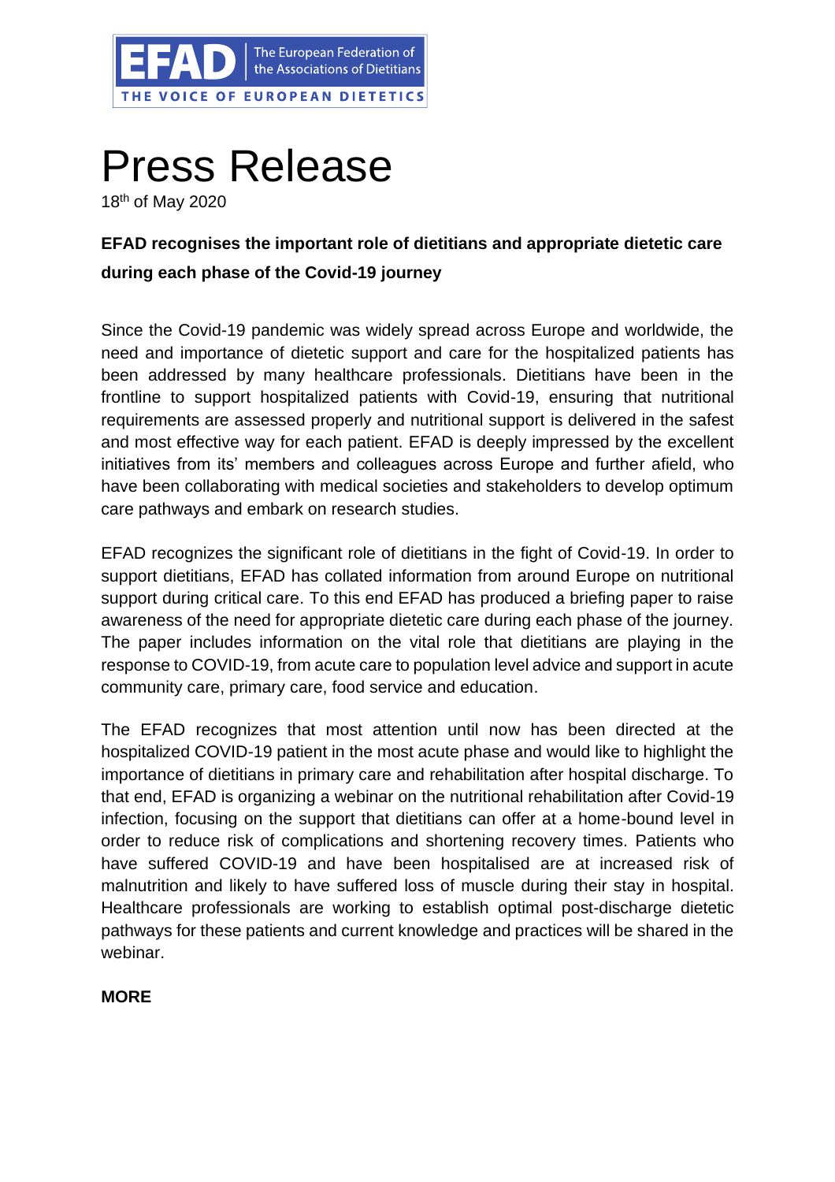EFAD | The European Federation of the Associations of Dietitians

THE VOICE OF EUROPEAN DIETETICS

# Press Release

18th of May 2020

**EFAD recognises the important role of dietitians and appropriate dietetic care during each phase of the Covid-19 journey**

Since the Covid-19 pandemic was widely spread across Europe and worldwide, the need and importance of dietetic support and care for the hospitalized patients has been addressed by many healthcare professionals. Dietitians have been in the frontline to support hospitalized patients with Covid-19, ensuring that nutritional requirements are assessed properly and nutritional support is delivered in the safest and most effective way for each patient. EFAD is deeply impressed by the excellent initiatives from its' members and colleagues across Europe and further afield, who have been collaborating with medical societies and stakeholders to develop optimum care pathways and embark on research studies.

EFAD recognizes the significant role of dietitians in the fight of Covid-19. In order to support dietitians, EFAD has collated information from around Europe on nutritional support during critical care. To this end EFAD has produced a briefing paper to raise awareness of the need for appropriate dietetic care during each phase of the journey. The paper includes information on the vital role that dietitians are playing in the response to COVID-19, from acute care to population level advice and support in acute community care, primary care, food service and education.

The EFAD recognizes that most attention until now has been directed at the hospitalized COVID-19 patient in the most acute phase and would like to highlight the importance of dietitians in primary care and rehabilitation after hospital discharge. To that end, EFAD is organizing a webinar on the nutritional rehabilitation after Covid-19 infection, focusing on the support that dietitians can offer at a home-bound level in order to reduce risk of complications and shortening recovery times. Patients who have suffered COVID-19 and have been hospitalised are at increased risk of malnutrition and likely to have suffered loss of muscle during their stay in hospital. Healthcare professionals are working to establish optimal post-discharge dietetic pathways for these patients and current knowledge and practices will be shared in the webinar.

**MORE**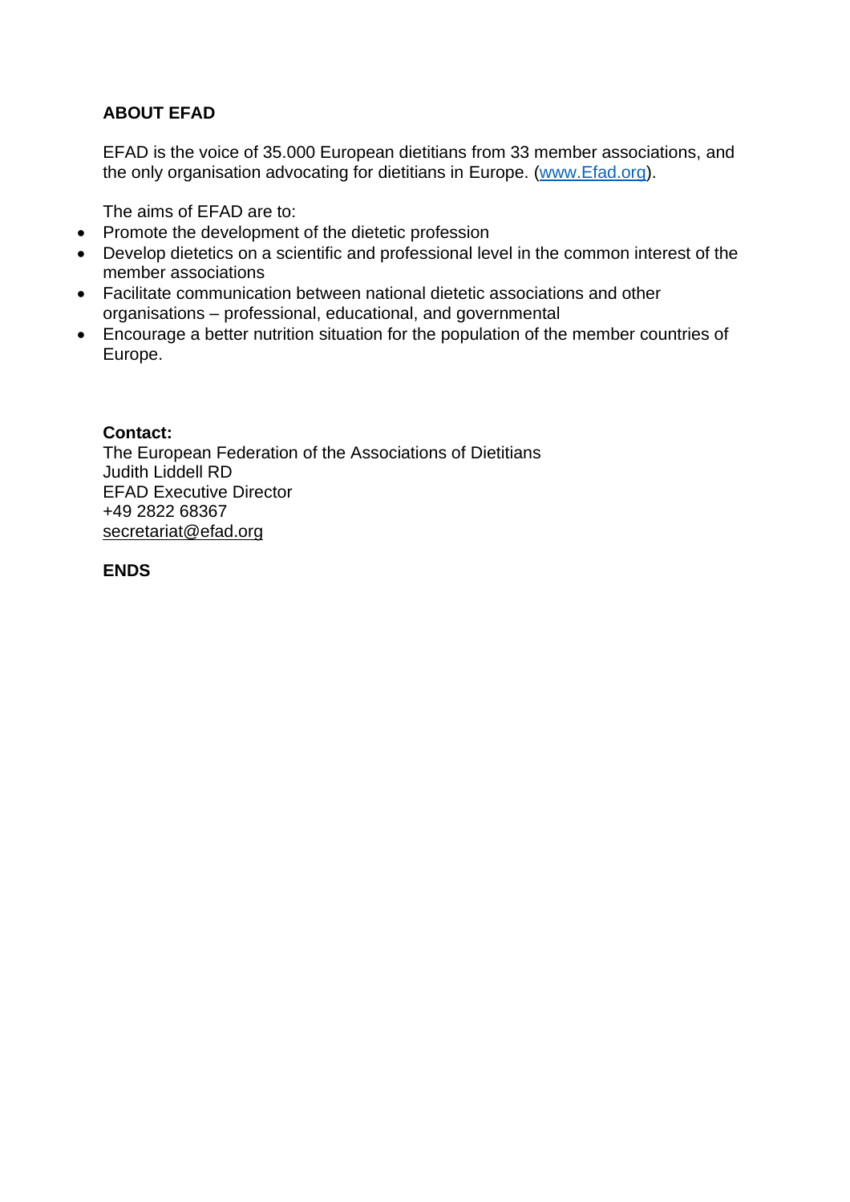**ABOUT EFAD**

EFAD is the voice of 35.000 European dietitians from 33 member associations, and the only organisation advocating for dietitians in Europe. (www.Efad.org).

The aims of EFAD are to:

- Promote the development of the dietetic profession
- Develop dietetics on a scientific and professional level in the common interest of the member associations
- Facilitate communication between national dietetic associations and other organisations – professional, educational, and governmental
- Encourage a better nutrition situation for the population of the member countries of Europe.

**Contact:**
The European Federation of the Associations of Dietitians
Judith Liddell RD
EFAD Executive Director
+49 2822 68367
secretariat@efad.org

**ENDS**